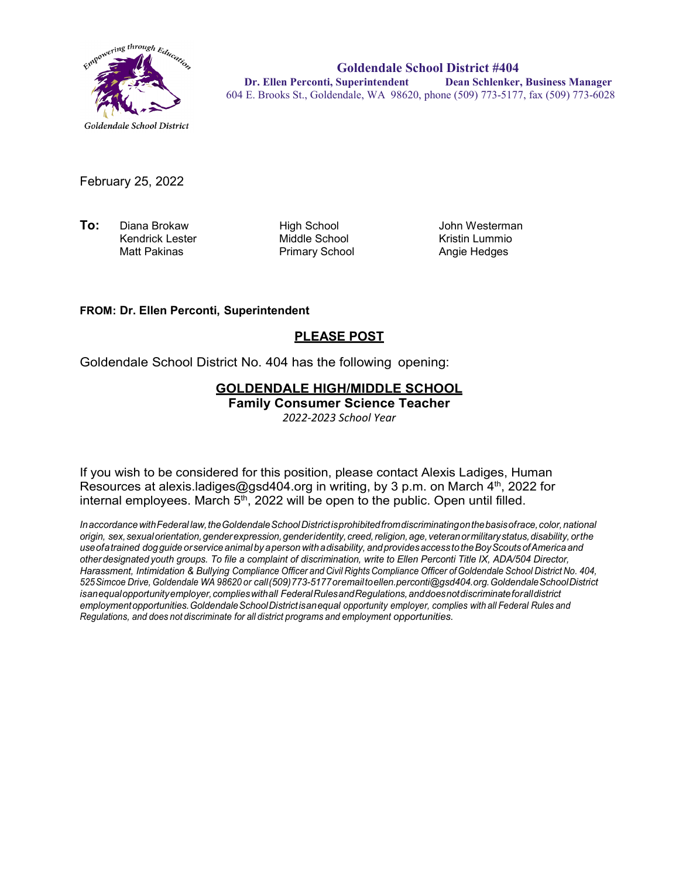Empowering through Education

Goldendale School District

**Goldendale School District #404**

**Dr. Ellen Perconti, Superintendent** **Dean Schlenker, Business Manager**

604 E. Brooks St., Goldendale, WA 98620, phone (509) 773-5177, fax (509) 773-6028

February 25, 2022

| | | | |
|---|---|---|---|
| **To:** | Diana Brokaw | High School | John Westerman |
| | Kendrick Lester | Middle School | Kristin Lummio |
| | Matt Pakinas | Primary School | Angie Hedges |

**FROM: Dr. Ellen Perconti, Superintendent**

**PLEASE POST**

Goldendale School District No. 404 has the following opening:

**GOLDENDALE HIGH/MIDDLE SCHOOL**

**Family Consumer Science Teacher**

*2022-2023 School Year*

If you wish to be considered for this position, please contact Alexis Ladiges, Human Resources at alexis.ladiges@gsd404.org in writing, by 3 p.m. on March 4th, 2022 for internal employees. March 5th, 2022 will be open to the public. Open until filled.

*In accordance with Federal law, the Goldendale School District is prohibited from discriminating on the basis of race, color, national origin, sex, sexual orientation, gender expression, gender identity, creed, religion, age, veteran or military status, disability, or the use of a trained dog guide or service animal by a person with a disability, and provides access to the Boy Scouts of America and other designated youth groups. To file a complaint of discrimination, write to Ellen Perconti Title IX, ADA/504 Director, Harassment, Intimidation & Bullying Compliance Officer and Civil Rights Compliance Officer of Goldendale School District No. 404, 525 Simcoe Drive, Goldendale WA 98620 or call (509) 773-5177 or email to ellen.perconti@gsd404.org. Goldendale School District is an equal opportunity employer, complies with all Federal Rules and Regulations, and does not discriminate for all district employment opportunities. Goldendale School District is an equal opportunity employer, complies with all Federal Rules and Regulations, and does not discriminate for all district programs and employment opportunities.*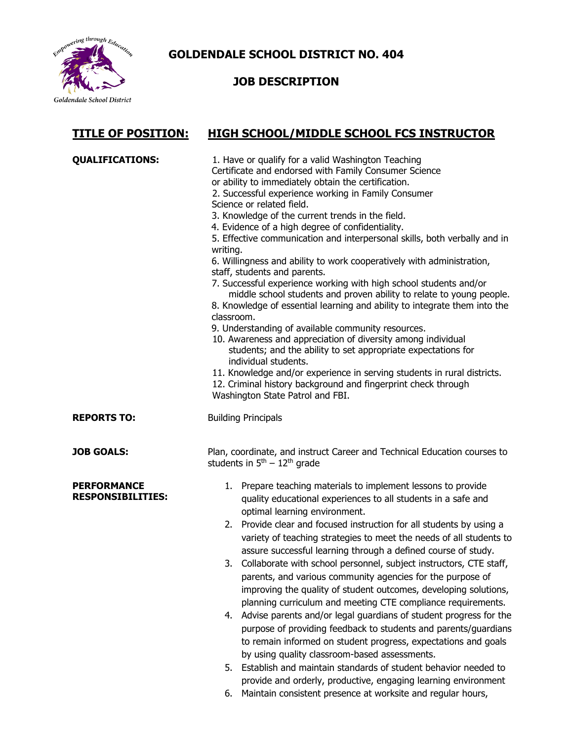# GOLDENDALE SCHOOL DISTRICT NO. 404

## JOB DESCRIPTION

**TITLE OF POSITION:** **HIGH SCHOOL/MIDDLE SCHOOL FCS INSTRUCTOR**

**QUALIFICATIONS:**

1. Have or qualify for a valid Washington Teaching Certificate and endorsed with Family Consumer Science or ability to immediately obtain the certification.
2. Successful experience working in Family Consumer Science or related field.
3. Knowledge of the current trends in the field.
4. Evidence of a high degree of confidentiality.
5. Effective communication and interpersonal skills, both verbally and in writing.
6. Willingness and ability to work cooperatively with administration, staff, students and parents.
7. Successful experience working with high school students and/or middle school students and proven ability to relate to young people.
8. Knowledge of essential learning and ability to integrate them into the classroom.
9. Understanding of available community resources.
10. Awareness and appreciation of diversity among individual students; and the ability to set appropriate expectations for individual students.
11. Knowledge and/or experience in serving students in rural districts.
12. Criminal history background and fingerprint check through Washington State Patrol and FBI.

**REPORTS TO:** Building Principals

**JOB GOALS:** Plan, coordinate, and instruct Career and Technical Education courses to students in 5th – 12th grade

**PERFORMANCE RESPONSIBILITIES:**

1. Prepare teaching materials to implement lessons to provide quality educational experiences to all students in a safe and optimal learning environment.
2. Provide clear and focused instruction for all students by using a variety of teaching strategies to meet the needs of all students to assure successful learning through a defined course of study.
3. Collaborate with school personnel, subject instructors, CTE staff, parents, and various community agencies for the purpose of improving the quality of student outcomes, developing solutions, planning curriculum and meeting CTE compliance requirements.
4. Advise parents and/or legal guardians of student progress for the purpose of providing feedback to students and parents/guardians to remain informed on student progress, expectations and goals by using quality classroom-based assessments.
5. Establish and maintain standards of student behavior needed to provide and orderly, productive, engaging learning environment
6. Maintain consistent presence at worksite and regular hours,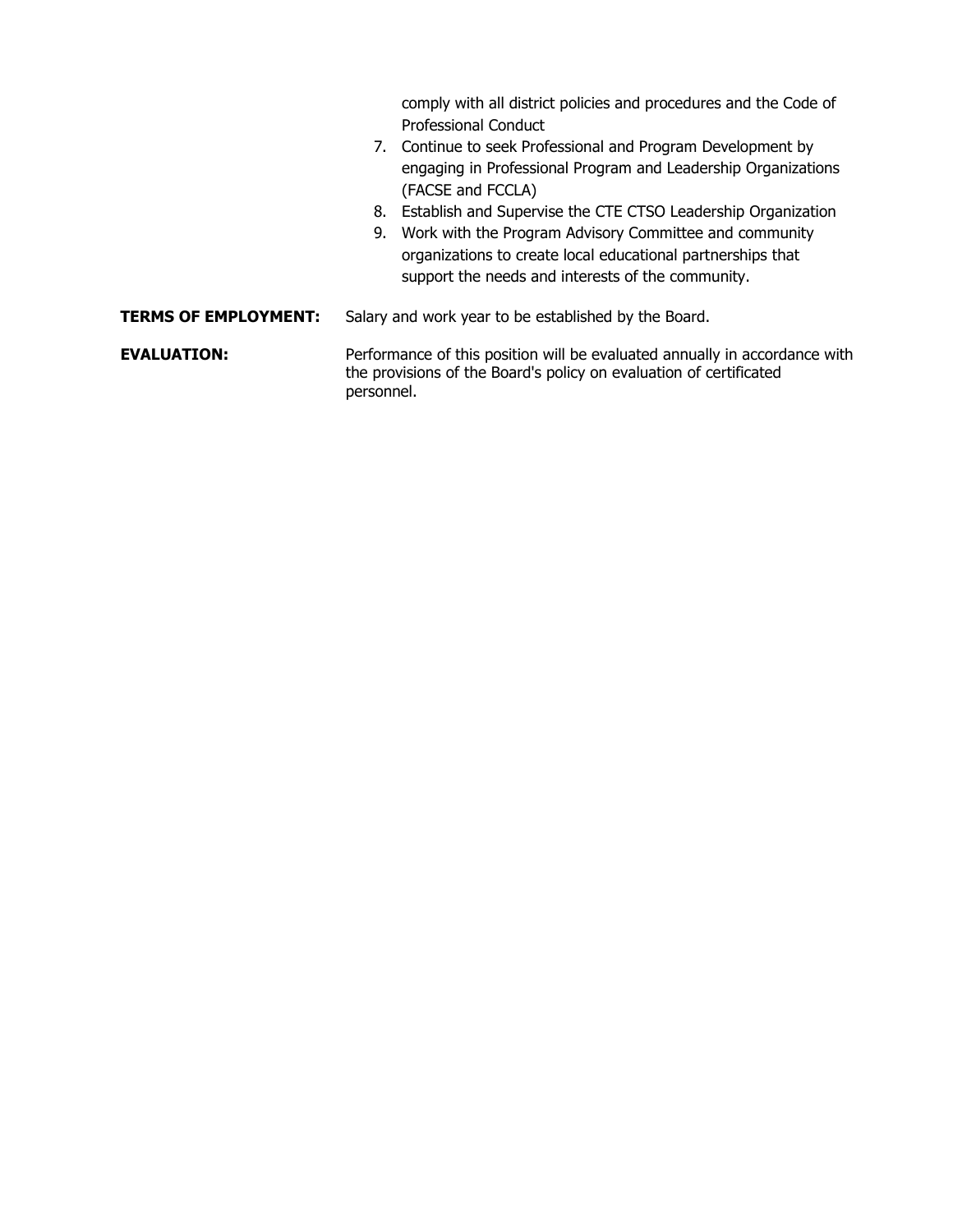comply with all district policies and procedures and the Code of Professional Conduct

7. Continue to seek Professional and Program Development by engaging in Professional Program and Leadership Organizations (FACSE and FCCLA)
8. Establish and Supervise the CTE CTSO Leadership Organization
9. Work with the Program Advisory Committee and community organizations to create local educational partnerships that support the needs and interests of the community.

**TERMS OF EMPLOYMENT:** Salary and work year to be established by the Board.

**EVALUATION:** Performance of this position will be evaluated annually in accordance with the provisions of the Board's policy on evaluation of certificated personnel.